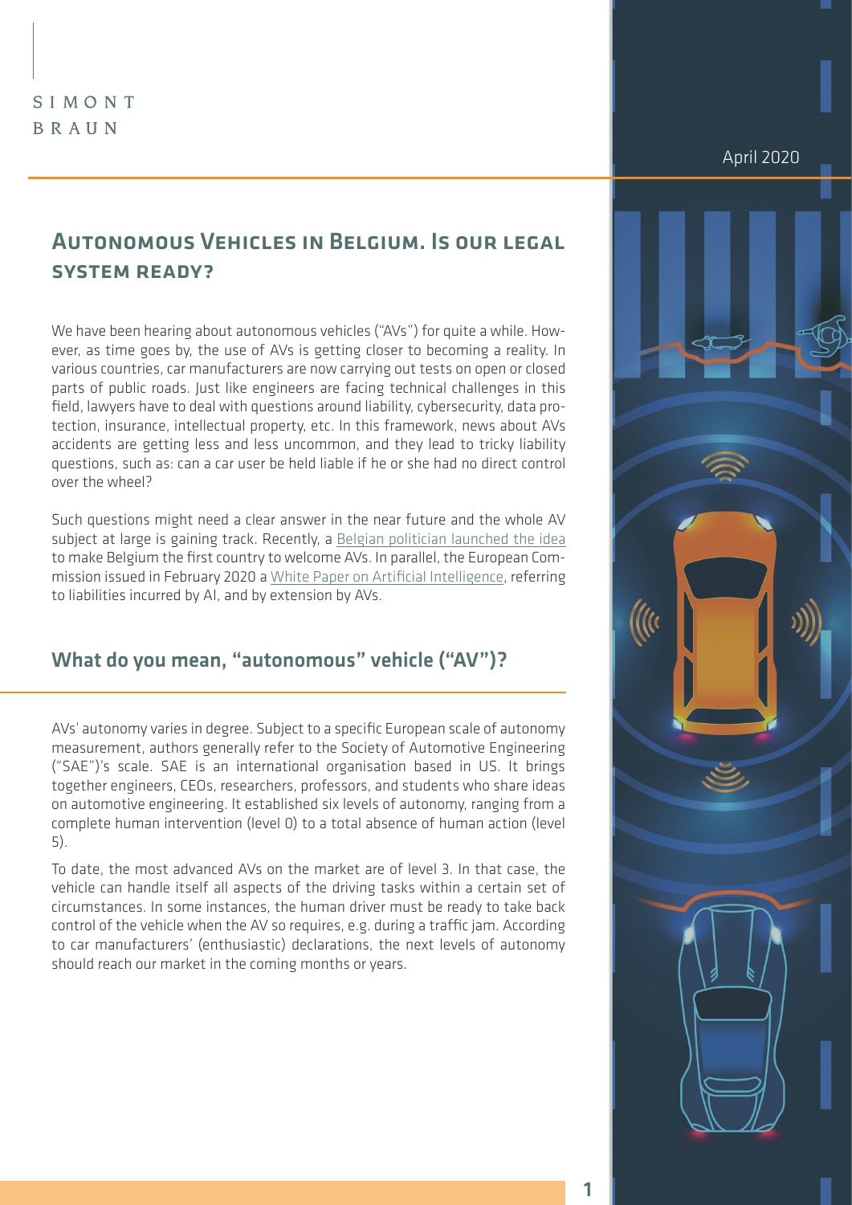SIMONT BRAUN

April 2020

# Autonomous Vehicles in Belgium. Is our legal system ready?

We have been hearing about autonomous vehicles ("AVs") for quite a while. However, as time goes by, the use of AVs is getting closer to becoming a reality. In various countries, car manufacturers are now carrying out tests on open or closed parts of public roads. Just like engineers are facing technical challenges in this field, lawyers have to deal with questions around liability, cybersecurity, data protection, insurance, intellectual property, etc. In this framework, news about AVs accidents are getting less and less uncommon, and they lead to tricky liability questions, such as: can a car user be held liable if he or she had no direct control over the wheel?

Such questions might need a clear answer in the near future and the whole AV subject at large is gaining track. Recently, a Belgian politician launched the idea to make Belgium the first country to welcome AVs. In parallel, the European Commission issued in February 2020 a White Paper on Artificial Intelligence, referring to liabilities incurred by AI, and by extension by AVs.

## What do you mean, "autonomous" vehicle ("AV")?

AVs' autonomy varies in degree. Subject to a specific European scale of autonomy measurement, authors generally refer to the Society of Automotive Engineering ("SAE")'s scale. SAE is an international organisation based in US. It brings together engineers, CEOs, researchers, professors, and students who share ideas on automotive engineering. It established six levels of autonomy, ranging from a complete human intervention (level 0) to a total absence of human action (level 5).

To date, the most advanced AVs on the market are of level 3. In that case, the vehicle can handle itself all aspects of the driving tasks within a certain set of circumstances. In some instances, the human driver must be ready to take back control of the vehicle when the AV so requires, e.g. during a traffic jam. According to car manufacturers' (enthusiastic) declarations, the next levels of autonomy should reach our market in the coming months or years.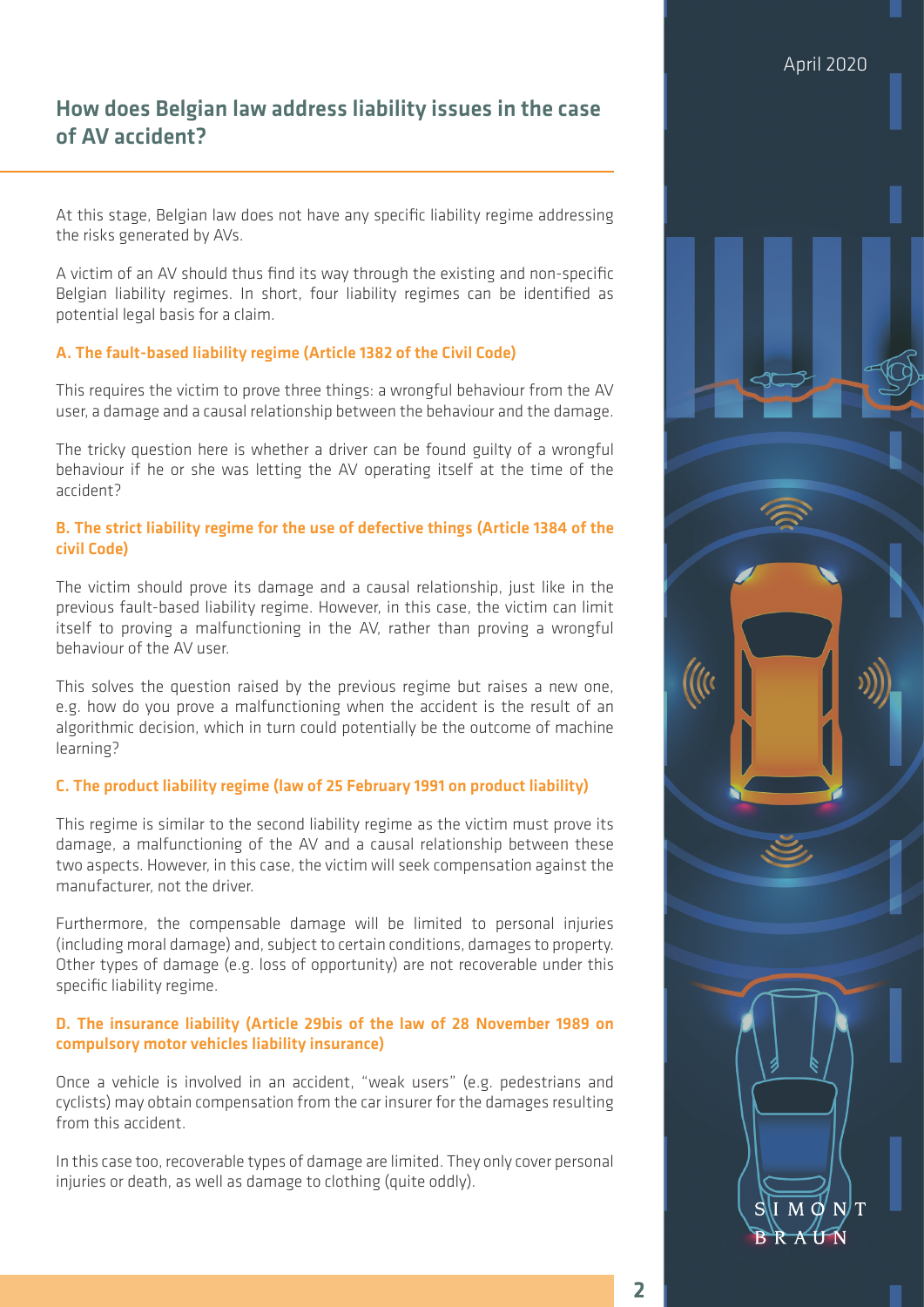## How does Belgian law address liability issues in the case of AV accident?

At this stage, Belgian law does not have any specific liability regime addressing the risks generated by AVs.

A victim of an AV should thus find its way through the existing and non-specific Belgian liability regimes. In short, four liability regimes can be identified as potential legal basis for a claim.

### A. The fault-based liability regime (Article 1382 of the Civil Code)

This requires the victim to prove three things: a wrongful behaviour from the AV user, a damage and a causal relationship between the behaviour and the damage.

The tricky question here is whether a driver can be found guilty of a wrongful behaviour if he or she was letting the AV operating itself at the time of the accident?

### B. The strict liability regime for the use of defective things (Article 1384 of the civil Code)

The victim should prove its damage and a causal relationship, just like in the previous fault-based liability regime. However, in this case, the victim can limit itself to proving a malfunctioning in the AV, rather than proving a wrongful behaviour of the AV user.

This solves the question raised by the previous regime but raises a new one, e.g. how do you prove a malfunctioning when the accident is the result of an algorithmic decision, which in turn could potentially be the outcome of machine learning?

### C. The product liability regime (law of 25 February 1991 on product liability)

This regime is similar to the second liability regime as the victim must prove its damage, a malfunctioning of the AV and a causal relationship between these two aspects. However, in this case, the victim will seek compensation against the manufacturer, not the driver.

Furthermore, the compensable damage will be limited to personal injuries (including moral damage) and, subject to certain conditions, damages to property. Other types of damage (e.g. loss of opportunity) are not recoverable under this specific liability regime.

### D. The insurance liability (Article 29bis of the law of 28 November 1989 on compulsory motor vehicles liability insurance)

Once a vehicle is involved in an accident, "weak users" (e.g. pedestrians and cyclists) may obtain compensation from the car insurer for the damages resulting from this accident.

In this case too, recoverable types of damage are limited. They only cover personal injuries or death, as well as damage to clothing (quite oddly).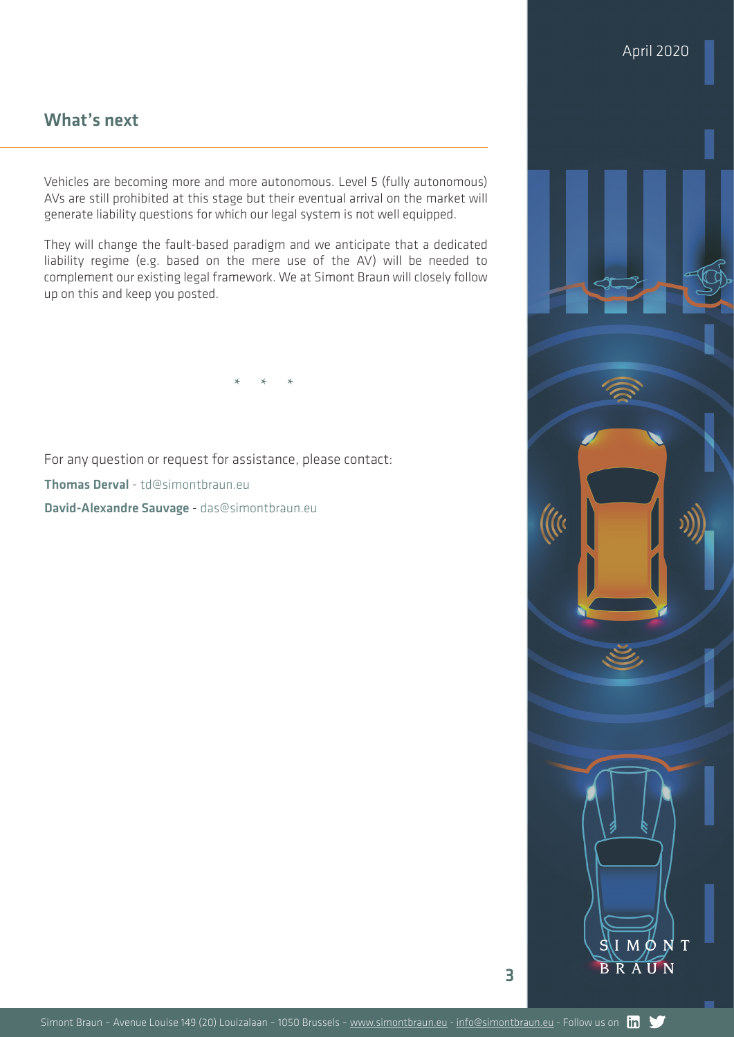## What's next

Vehicles are becoming more and more autonomous. Level 5 (fully autonomous) AVs are still prohibited at this stage but their eventual arrival on the market will generate liability questions for which our legal system is not well equipped.

They will change the fault-based paradigm and we anticipate that a dedicated liability regime (e.g. based on the mere use of the AV) will be needed to complement our existing legal framework. We at Simont Braun will closely follow up on this and keep you posted.

\* \* \*

For any question or request for assistance, please contact:

**Thomas Derval** - td@simontbraun.eu

**David-Alexandre Sauvage** - das@simontbraun.eu